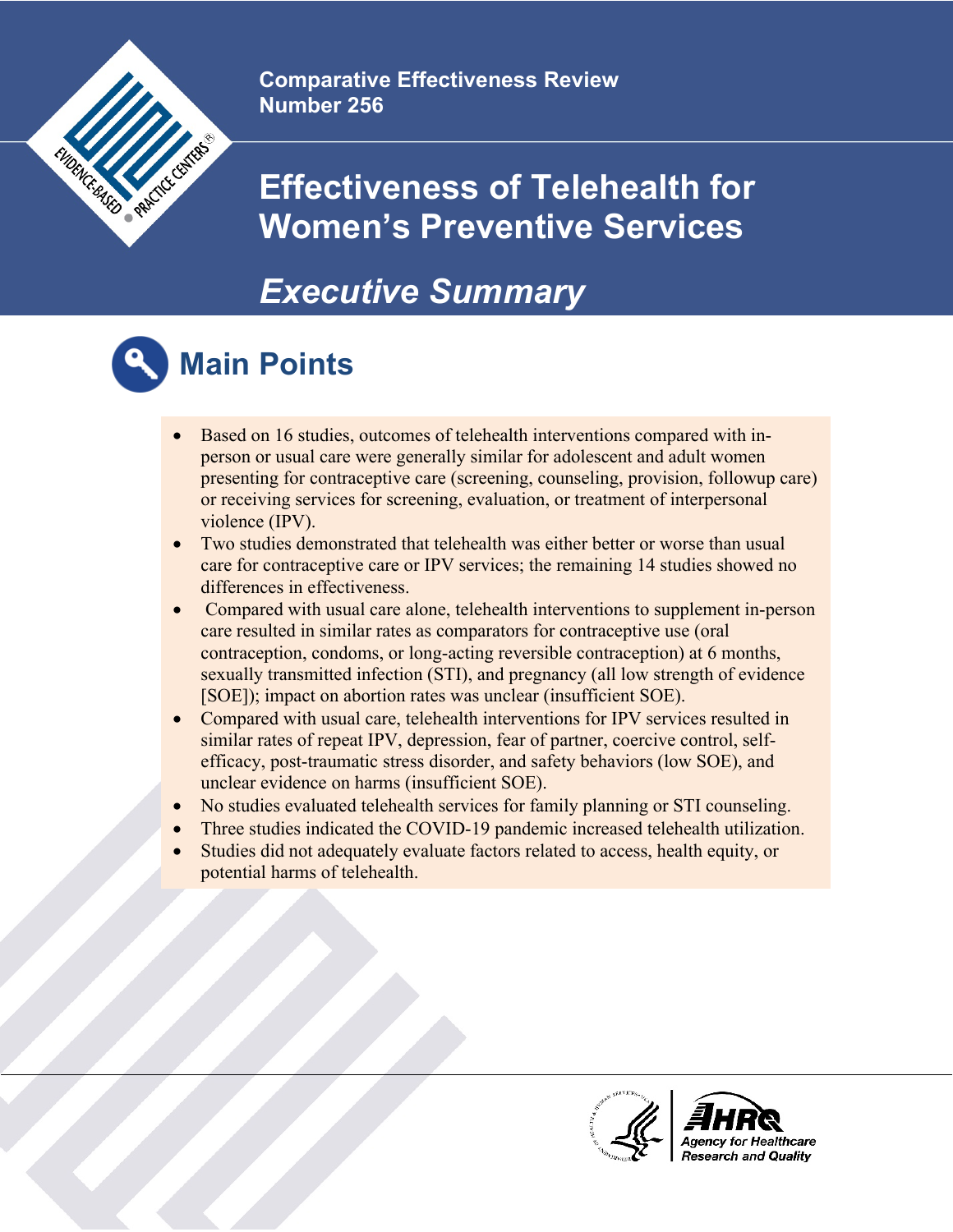Comparative Effectiveness Review
Number 256

# Effectiveness of Telehealth for Women's Preventive Services

## *Executive Summary*

## Main Points

- Based on 16 studies, outcomes of telehealth interventions compared with in-person or usual care were generally similar for adolescent and adult women presenting for contraceptive care (screening, counseling, provision, followup care) or receiving services for screening, evaluation, or treatment of interpersonal violence (IPV).
- Two studies demonstrated that telehealth was either better or worse than usual care for contraceptive care or IPV services; the remaining 14 studies showed no differences in effectiveness.
- Compared with usual care alone, telehealth interventions to supplement in-person care resulted in similar rates as comparators for contraceptive use (oral contraception, condoms, or long-acting reversible contraception) at 6 months, sexually transmitted infection (STI), and pregnancy (all low strength of evidence [SOE]); impact on abortion rates was unclear (insufficient SOE).
- Compared with usual care, telehealth interventions for IPV services resulted in similar rates of repeat IPV, depression, fear of partner, coercive control, self-efficacy, post-traumatic stress disorder, and safety behaviors (low SOE), and unclear evidence on harms (insufficient SOE).
- No studies evaluated telehealth services for family planning or STI counseling.
- Three studies indicated the COVID-19 pandemic increased telehealth utilization.
- Studies did not adequately evaluate factors related to access, health equity, or potential harms of telehealth.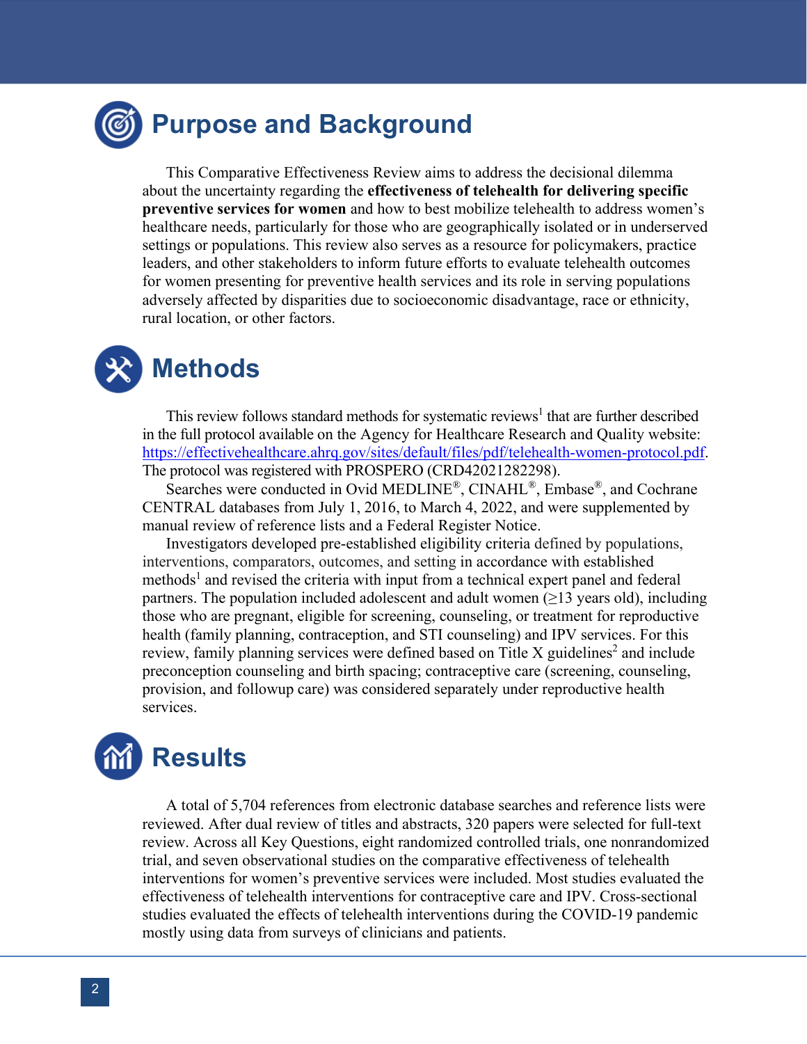# Purpose and Background

This Comparative Effectiveness Review aims to address the decisional dilemma about the uncertainty regarding the **effectiveness of telehealth for delivering specific preventive services for women** and how to best mobilize telehealth to address women's healthcare needs, particularly for those who are geographically isolated or in underserved settings or populations. This review also serves as a resource for policymakers, practice leaders, and other stakeholders to inform future efforts to evaluate telehealth outcomes for women presenting for preventive health services and its role in serving populations adversely affected by disparities due to socioeconomic disadvantage, race or ethnicity, rural location, or other factors.

# Methods

This review follows standard methods for systematic reviews[1] that are further described in the full protocol available on the Agency for Healthcare Research and Quality website: https://effectivehealthcare.ahrq.gov/sites/default/files/pdf/telehealth-women-protocol.pdf. The protocol was registered with PROSPERO (CRD42021282298).

Searches were conducted in Ovid MEDLINE®, CINAHL®, Embase®, and Cochrane CENTRAL databases from July 1, 2016, to March 4, 2022, and were supplemented by manual review of reference lists and a Federal Register Notice.

Investigators developed pre-established eligibility criteria defined by populations, interventions, comparators, outcomes, and setting in accordance with established methods[1] and revised the criteria with input from a technical expert panel and federal partners. The population included adolescent and adult women (≥13 years old), including those who are pregnant, eligible for screening, counseling, or treatment for reproductive health (family planning, contraception, and STI counseling) and IPV services. For this review, family planning services were defined based on Title X guidelines[2] and include preconception counseling and birth spacing; contraceptive care (screening, counseling, provision, and followup care) was considered separately under reproductive health services.

# Results

A total of 5,704 references from electronic database searches and reference lists were reviewed. After dual review of titles and abstracts, 320 papers were selected for full-text review. Across all Key Questions, eight randomized controlled trials, one nonrandomized trial, and seven observational studies on the comparative effectiveness of telehealth interventions for women's preventive services were included. Most studies evaluated the effectiveness of telehealth interventions for contraceptive care and IPV. Cross-sectional studies evaluated the effects of telehealth interventions during the COVID-19 pandemic mostly using data from surveys of clinicians and patients.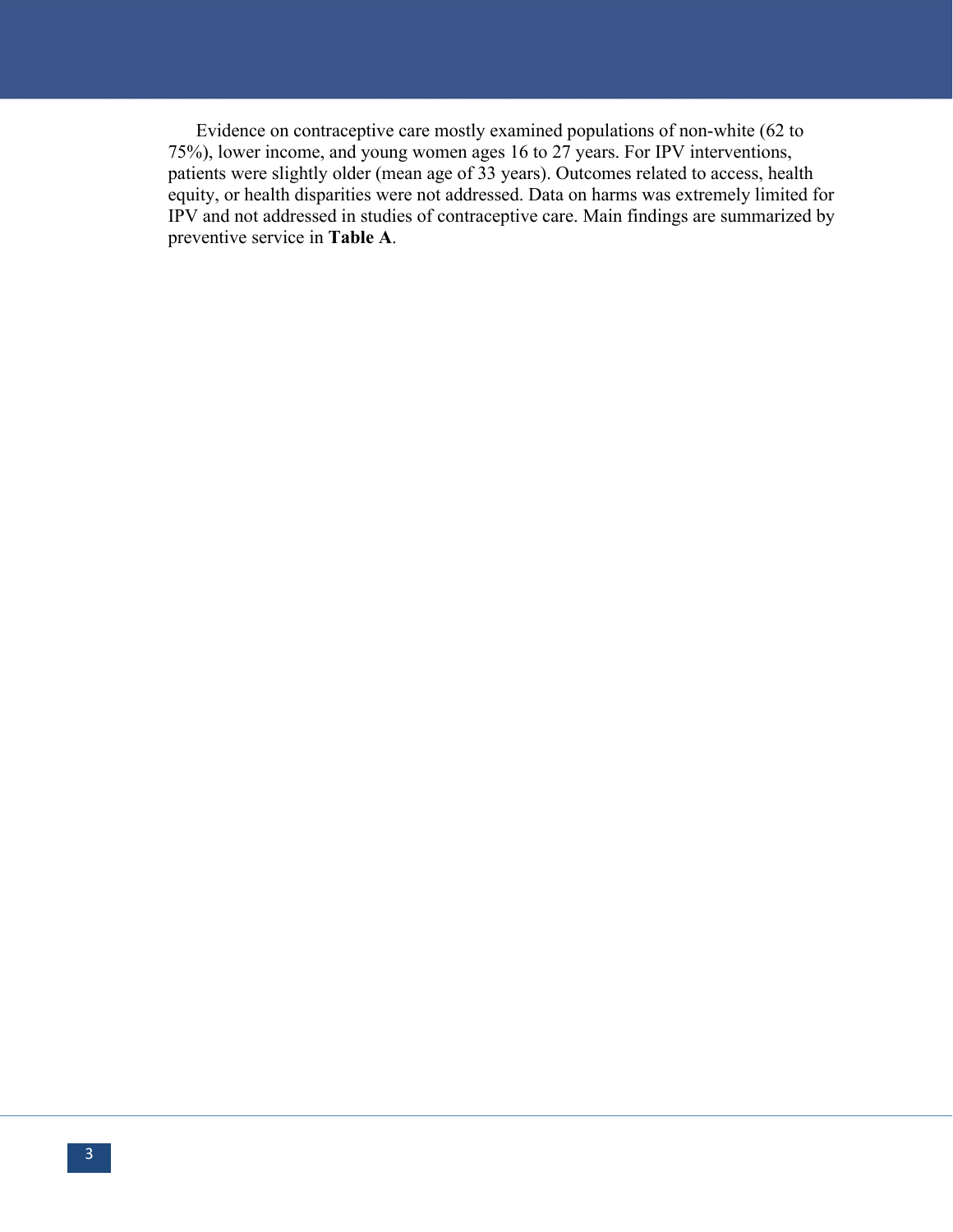Evidence on contraceptive care mostly examined populations of non-white (62 to 75%), lower income, and young women ages 16 to 27 years. For IPV interventions, patients were slightly older (mean age of 33 years). Outcomes related to access, health equity, or health disparities were not addressed. Data on harms was extremely limited for IPV and not addressed in studies of contraceptive care. Main findings are summarized by preventive service in **Table A**.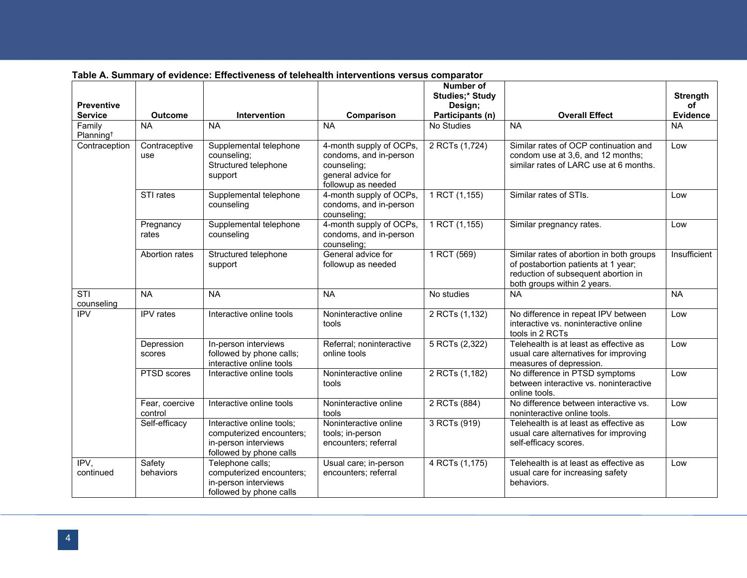**Table A. Summary of evidence: Effectiveness of telehealth interventions versus comparator**

| Preventive Service | Outcome | Intervention | Comparison | Number of Studies;* Study Design; Participants (n) | Overall Effect | Strength of Evidence |
|---|---|---|---|---|---|---|
| Family Planning† | NA | NA | NA | No Studies | NA | NA |
| Contraception | Contraceptive use | Supplemental telephone counseling; Structured telephone support | 4-month supply of OCPs, condoms, and in-person counseling; general advice for followup as needed | 2 RCTs (1,724) | Similar rates of OCP continuation and condom use at 3,6, and 12 months; similar rates of LARC use at 6 months. | Low |
| | STI rates | Supplemental telephone counseling | 4-month supply of OCPs, condoms, and in-person counseling; | 1 RCT (1,155) | Similar rates of STIs. | Low |
| | Pregnancy rates | Supplemental telephone counseling | 4-month supply of OCPs, condoms, and in-person counseling; | 1 RCT (1,155) | Similar pregnancy rates. | Low |
| | Abortion rates | Structured telephone support | General advice for followup as needed | 1 RCT (569) | Similar rates of abortion in both groups of postabortion patients at 1 year; reduction of subsequent abortion in both groups within 2 years. | Insufficient |
| STI counseling | NA | NA | NA | No studies | NA | NA |
| IPV | IPV rates | Interactive online tools | Noninteractive online tools | 2 RCTs (1,132) | No difference in repeat IPV between interactive vs. noninteractive online tools in 2 RCTs | Low |
| | Depression scores | In-person interviews followed by phone calls; interactive online tools | Referral; noninteractive online tools | 5 RCTs (2,322) | Telehealth is at least as effective as usual care alternatives for improving measures of depression. | Low |
| | PTSD scores | Interactive online tools | Noninteractive online tools | 2 RCTs (1,182) | No difference in PTSD symptoms between interactive vs. noninteractive online tools. | Low |
| | Fear, coercive control | Interactive online tools | Noninteractive online tools | 2 RCTs (884) | No difference between interactive vs. noninteractive online tools. | Low |
| | Self-efficacy | Interactive online tools; computerized encounters; in-person interviews followed by phone calls | Noninteractive online tools; in-person encounters; referral | 3 RCTs (919) | Telehealth is at least as effective as usual care alternatives for improving self-efficacy scores. | Low |
| IPV, continued | Safety behaviors | Telephone calls; computerized encounters; in-person interviews followed by phone calls | Usual care; in-person encounters; referral | 4 RCTs (1,175) | Telehealth is at least as effective as usual care for increasing safety behaviors. | Low |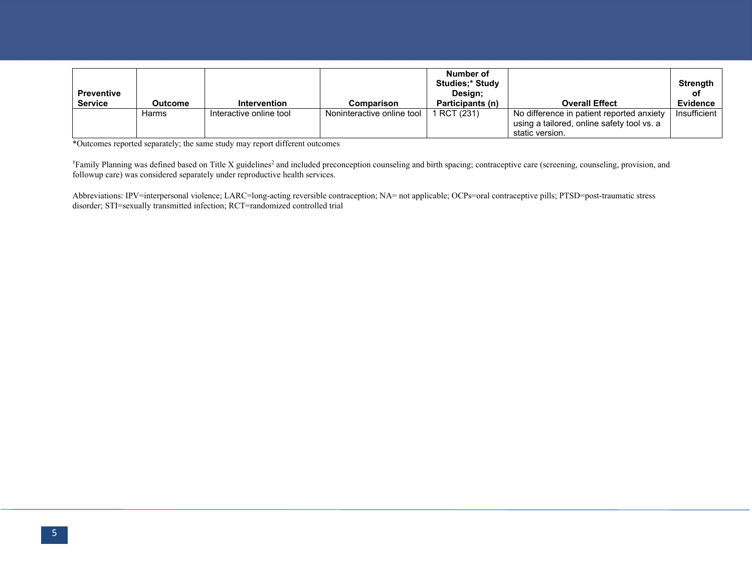| Preventive Service | Outcome | Intervention | Comparison | Number of Studies;* Study Design; Participants (n) | Overall Effect | Strength of Evidence |
|---|---|---|---|---|---|---|
| | Harms | Interactive online tool | Noninteractive online tool | 1 RCT (231) | No difference in patient reported anxiety using a tailored, online safety tool vs. a static version. | Insufficient |

*Outcomes reported separately; the same study may report different outcomes

†Family Planning was defined based on Title X guidelines[2] and included preconception counseling and birth spacing; contraceptive care (screening, counseling, provision, and followup care) was considered separately under reproductive health services.

Abbreviations: IPV=interpersonal violence; LARC=long-acting reversible contraception; NA= not applicable; OCPs=oral contraceptive pills; PTSD=post-traumatic stress disorder; STI=sexually transmitted infection; RCT=randomized controlled trial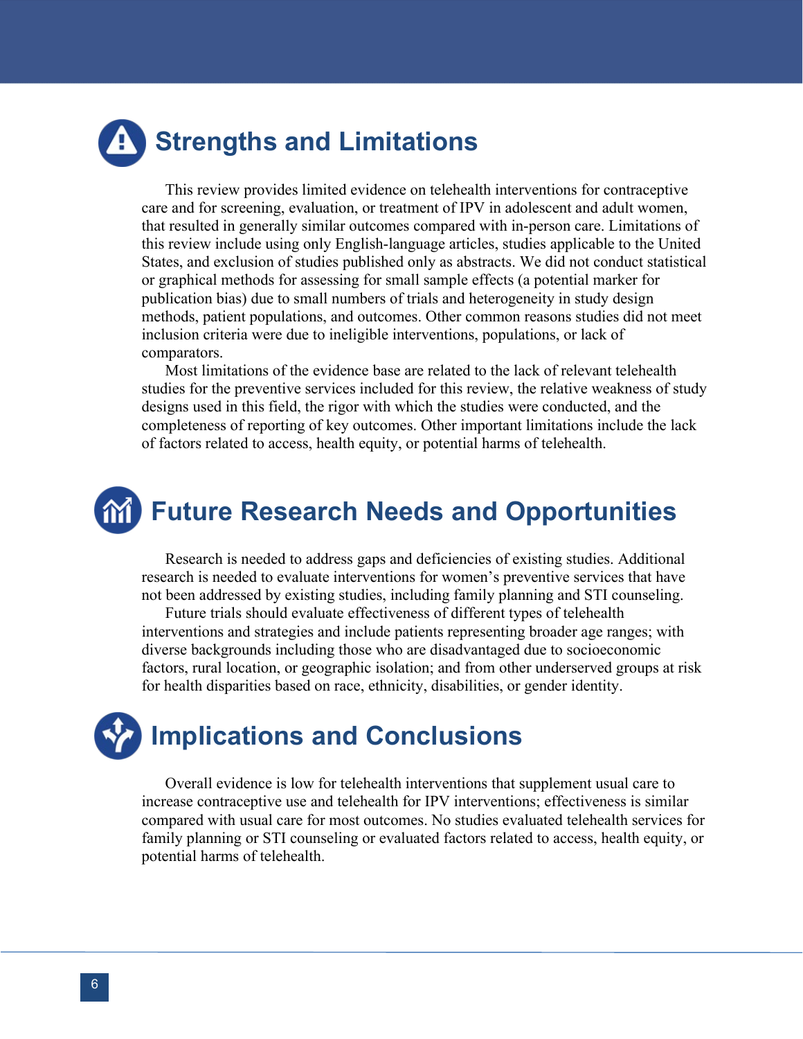## Strengths and Limitations

This review provides limited evidence on telehealth interventions for contraceptive care and for screening, evaluation, or treatment of IPV in adolescent and adult women, that resulted in generally similar outcomes compared with in-person care. Limitations of this review include using only English-language articles, studies applicable to the United States, and exclusion of studies published only as abstracts. We did not conduct statistical or graphical methods for assessing for small sample effects (a potential marker for publication bias) due to small numbers of trials and heterogeneity in study design methods, patient populations, and outcomes. Other common reasons studies did not meet inclusion criteria were due to ineligible interventions, populations, or lack of comparators.

Most limitations of the evidence base are related to the lack of relevant telehealth studies for the preventive services included for this review, the relative weakness of study designs used in this field, the rigor with which the studies were conducted, and the completeness of reporting of key outcomes. Other important limitations include the lack of factors related to access, health equity, or potential harms of telehealth.

## Future Research Needs and Opportunities

Research is needed to address gaps and deficiencies of existing studies. Additional research is needed to evaluate interventions for women's preventive services that have not been addressed by existing studies, including family planning and STI counseling.

Future trials should evaluate effectiveness of different types of telehealth interventions and strategies and include patients representing broader age ranges; with diverse backgrounds including those who are disadvantaged due to socioeconomic factors, rural location, or geographic isolation; and from other underserved groups at risk for health disparities based on race, ethnicity, disabilities, or gender identity.

## Implications and Conclusions

Overall evidence is low for telehealth interventions that supplement usual care to increase contraceptive use and telehealth for IPV interventions; effectiveness is similar compared with usual care for most outcomes. No studies evaluated telehealth services for family planning or STI counseling or evaluated factors related to access, health equity, or potential harms of telehealth.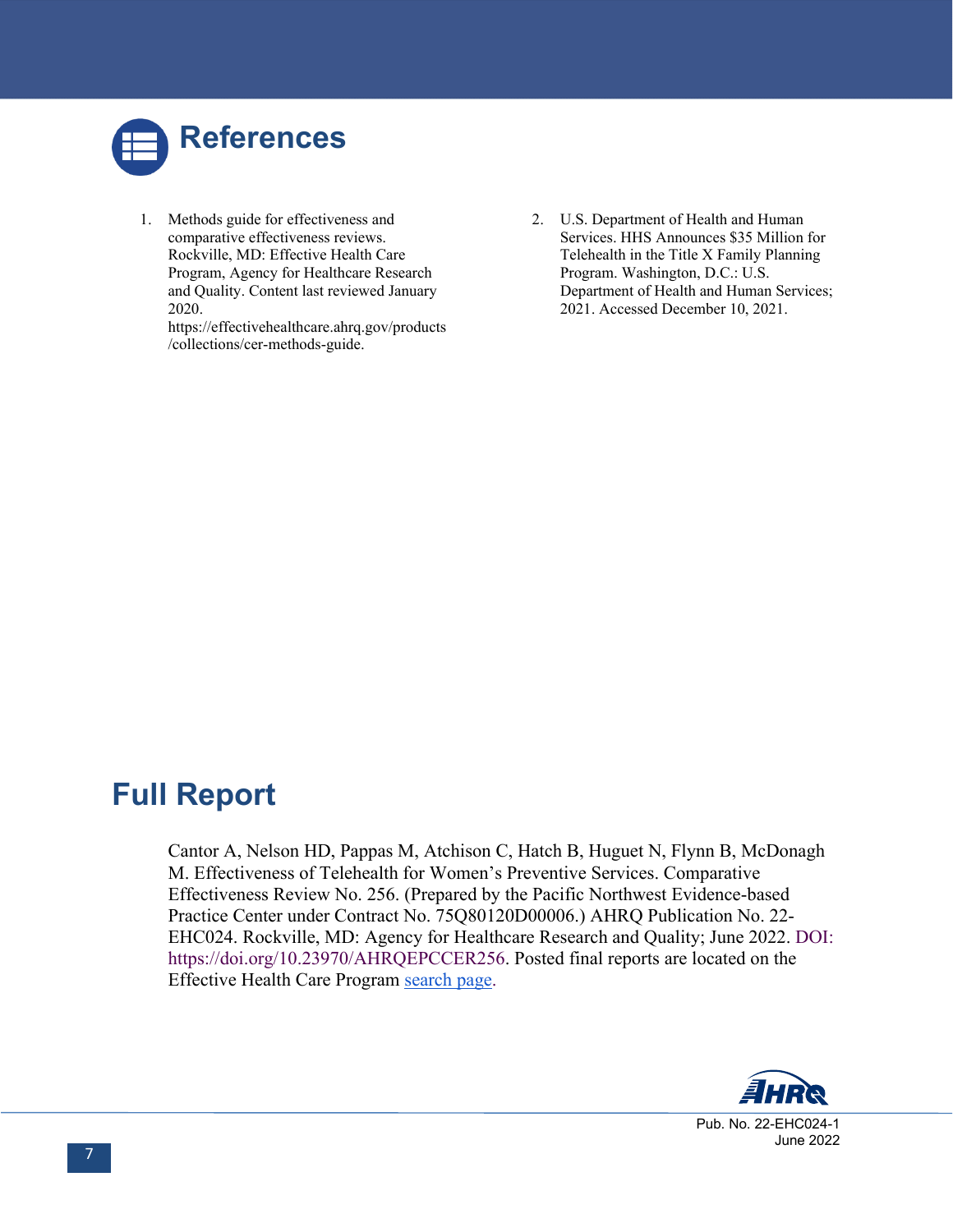# References

1. Methods guide for effectiveness and comparative effectiveness reviews. Rockville, MD: Effective Health Care Program, Agency for Healthcare Research and Quality. Content last reviewed January 2020. https://effectivehealthcare.ahrq.gov/products/collections/cer-methods-guide.

2. U.S. Department of Health and Human Services. HHS Announces $35 Million for Telehealth in the Title X Family Planning Program. Washington, D.C.: U.S. Department of Health and Human Services; 2021. Accessed December 10, 2021.

# Full Report

Cantor A, Nelson HD, Pappas M, Atchison C, Hatch B, Huguet N, Flynn B, McDonagh M. Effectiveness of Telehealth for Women's Preventive Services. Comparative Effectiveness Review No. 256. (Prepared by the Pacific Northwest Evidence-based Practice Center under Contract No. 75Q80120D00006.) AHRQ Publication No. 22-EHC024. Rockville, MD: Agency for Healthcare Research and Quality; June 2022. DOI: https://doi.org/10.23970/AHRQEPCCER256. Posted final reports are located on the Effective Health Care Program search page.

AHRQ

Pub. No. 22-EHC024-1
June 2022